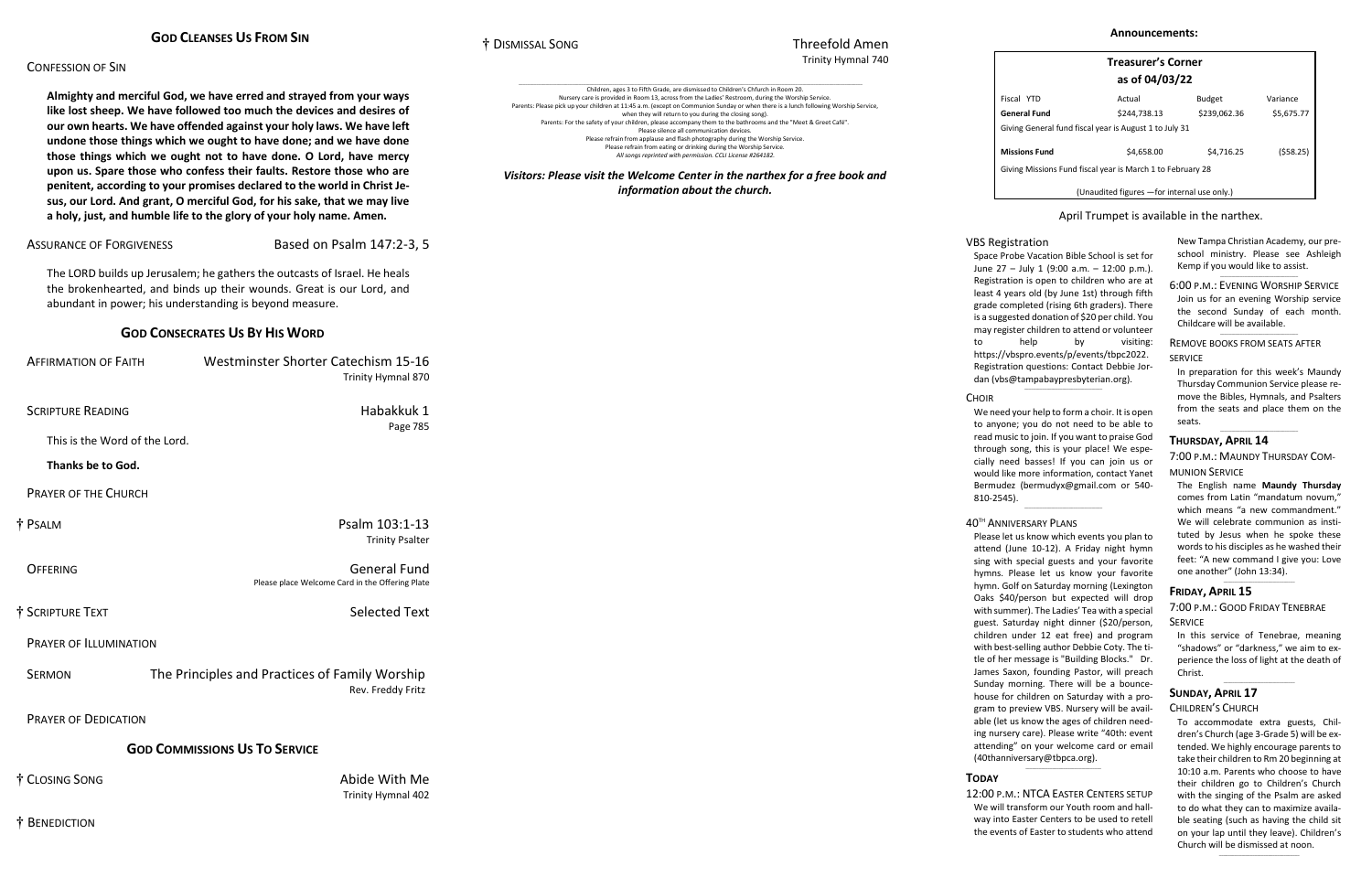## GOD CLEANSES US FROM SIN

CONFESSION OF SIN

**Almighty and merciful God, we have erred and strayed from your ways like lost sheep. We have followed too much the devices and desires of our own hearts. We have offended against your holy laws. We have left undone those things which we ought to have done; and we have done those things which we ought not to have done. O Lord, have mercy upon us. Spare those who confess their faults. Restore those who are penitent, according to your promises declared to the world in Christ Jesus, our Lord. And grant, O merciful God, for his sake, that we may live a holy, just, and humble life to the glory of your holy name. Amen.**

ASSURANCE OF FORGIVENESS — Based on Psalm 147:2-3, 5

The LORD builds up Jerusalem; he gathers the outcasts of Israel. He heals the brokenhearted, and binds up their wounds. Great is our Lord, and abundant in power; his understanding is beyond measure.

## GOD CONSECRATES US BY HIS WORD

AFFIRMATION OF FAITH — Westminster Shorter Catechism 15-16
Trinity Hymnal 870

SCRIPTURE READING — Habakkuk 1
Page 785

This is the Word of the Lord.

**Thanks be to God.**

PRAYER OF THE CHURCH

† PSALM — Psalm 103:1-13
Trinity Psalter

OFFERING — General Fund
Please place Welcome Card in the Offering Plate

† SCRIPTURE TEXT — Selected Text

PRAYER OF ILLUMINATION

SERMON — The Principles and Practices of Family Worship
Rev. Freddy Fritz

PRAYER OF DEDICATION

## GOD COMMISSIONS US TO SERVICE

† CLOSING SONG — Abide With Me
Trinity Hymnal 402

† BENEDICTION

† DISMISSAL SONG — Threefold Amen
Trinity Hymnal 740

Children, ages 3 to Fifth Grade, are dismissed to Children's Chfurch in Room 20.
Nursery care is provided in Room 13, across from the Ladies' Restroom, during the Worship Service.
Parents: Please pick up your children at 11:45 a.m. (except on Communion Sunday or when there is a lunch following Worship Service, when they will return to you during the closing song).
Parents: For the safety of your children, please accompany them to the bathrooms and the "Meet & Greet Café".
Please silence all communication devices.
Please refrain from applause and flash photography during the Worship Service.
Please refrain from eating or drinking during the Worship Service.
*All songs reprinted with permission. CCLI License #264182.*

***Visitors: Please visit the Welcome Center in the narthex for a free book and information about the church.***

### Announcements:

**Treasurer's Corner**
**as of 04/03/22**

| Fiscal YTD | Actual | Budget | Variance |
|---|---|---|---|
| **General Fund** | $244,738.13 | $239,062.36 | $5,675.77 |
| Giving General fund fiscal year is August 1 to July 31 | | | |
| **Missions Fund** | $4,658.00 | $4,716.25 | ($58.25) |
| Giving Missions Fund fiscal year is March 1 to February 28 | | | |

(Unaudited figures —for internal use only.)

April Trumpet is available in the narthex.

VBS Registration

Space Probe Vacation Bible School is set for June 27 – July 1 (9:00 a.m. – 12:00 p.m.). Registration is open to children who are at least 4 years old (by June 1st) through fifth grade completed (rising 6th graders). There is a suggested donation of $20 per child. You may register children to attend or volunteer to help by visiting: https://vbspro.events/p/events/tbpc2022. Registration questions: Contact Debbie Jordan (vbs@tampabaypresbyterian.org).

CHOIR

We need your help to form a choir. It is open to anyone; you do not need to be able to read music to join. If you want to praise God through song, this is your place! We especially need basses! If you can join us or would like more information, contact Yanet Bermudez (bermudyx@gmail.com or 540-810-2545).

40TH ANNIVERSARY PLANS

Please let us know which events you plan to attend (June 10-12). A Friday night hymn sing with special guests and your favorite hymns. Please let us know your favorite hymn. Golf on Saturday morning (Lexington Oaks $40/person but expected will drop with summer). The Ladies' Tea with a special guest. Saturday night dinner ($20/person, children under 12 eat free) and program with best-selling author Debbie Coty. The title of her message is "Building Blocks." Dr. James Saxon, founding Pastor, will preach Sunday morning. There will be a bounce-house for children on Saturday with a program to preview VBS. Nursery will be available (let us know the ages of children needing nursery care). Please write "40th: event attending" on your welcome card or email (40thanniversary@tbpca.org).

**TODAY**

12:00 P.M.: NTCA EASTER CENTERS SETUP

We will transform our Youth room and hallway into Easter Centers to be used to retell the events of Easter to students who attend New Tampa Christian Academy, our preschool ministry. Please see Ashleigh Kemp if you would like to assist.

6:00 P.M.: EVENING WORSHIP SERVICE

Join us for an evening Worship service the second Sunday of each month. Childcare will be available.

REMOVE BOOKS FROM SEATS AFTER SERVICE

In preparation for this week's Maundy Thursday Communion Service please remove the Bibles, Hymnals, and Psalters from the seats and place them on the seats.

**THURSDAY, APRIL 14**

7:00 P.M.: MAUNDY THURSDAY COMMUNION SERVICE

The English name **Maundy Thursday** comes from Latin "mandatum novum," which means "a new commandment." We will celebrate communion as instituted by Jesus when he spoke these words to his disciples as he washed their feet: "A new command I give you: Love one another" (John 13:34).

**FRIDAY, APRIL 15**

7:00 P.M.: GOOD FRIDAY TENEBRAE SERVICE

In this service of Tenebrae, meaning "shadows" or "darkness," we aim to experience the loss of light at the death of Christ.

**SUNDAY, APRIL 17**

CHILDREN'S CHURCH

To accommodate extra guests, Children's Church (age 3-Grade 5) will be extended. We highly encourage parents to take their children to Rm 20 beginning at 10:10 a.m. Parents who choose to have their children go to Children's Church with the singing of the Psalm are asked to do what they can to maximize available seating (such as having the child sit on your lap until they leave). Children's Church will be dismissed at noon.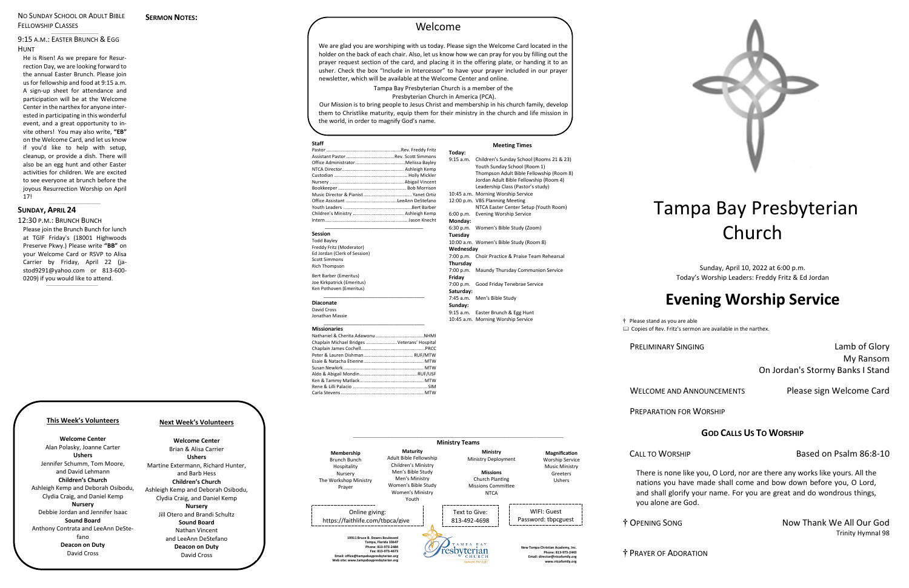No Sunday School or Adult Bible Fellowship Classes

9:15 A.M.: EASTER BRUNCH & EGG HUNT

He is Risen! As we prepare for Resurrection Day, we are looking forward to the annual Easter Brunch. Please join us for fellowship and food at 9:15 a.m. A sign-up sheet for attendance and participation will be at the Welcome Center in the narthex for anyone interested in participating in this wonderful event, and a great opportunity to invite others! You may also write, **"EB"** on the Welcome Card, and let us know if you'd like to help with setup, cleanup, or provide a dish. There will also be an egg hunt and other Easter activities for children. We are excited to see everyone at brunch before the joyous Resurrection Worship on April 17!

## SUNDAY, APRIL 24

12:30 P.M.: BRUNCH BUNCH

Please join the Brunch Bunch for lunch at TGIF Friday's (18001 Highwoods Preserve Pkwy.) Please write **"BB"** on your Welcome Card or RSVP to Alisa Carrier by Friday, April 22 (jastod9291@yahoo.com or 813-600-0209) if you would like to attend.

**SERMON NOTES:**

## This Week's Volunteers

**Welcome Center**
Alan Polasky, Joanne Carter
**Ushers**
Jennifer Schumm, Tom Moore, and David Lehmann
**Children's Church**
Ashleigh Kemp and Deborah Osibodu, Clydia Craig, and Daniel Kemp
**Nursery**
Debbie Jordan and Jennifer Isaac
**Sound Board**
Anthony Contrata and LeeAnn DeStefano
**Deacon on Duty**
David Cross

## Next Week's Volunteers

**Welcome Center**
Brian & Alisa Carrier
**Ushers**
Martine Extermann, Richard Hunter, and Barb Hess
**Children's Church**
Ashleigh Kemp and Deborah Osibodu, Clydia Craig, and Daniel Kemp
**Nursery**
Jill Otero and Brandi Schultz
**Sound Board**
Nathan Vincent and LeeAnn DeStefano
**Deacon on Duty**
David Cross

## Welcome

We are glad you are worshiping with us today. Please sign the Welcome Card located in the holder on the back of each chair. Also, let us know how we can pray for you by filling out the prayer request section of the card, and placing it in the offering plate, or handing it to an usher. Check the box "Include in Intercessor" to have your prayer included in our prayer newsletter, which will be available at the Welcome Center and online.

Tampa Bay Presbyterian Church is a member of the Presbyterian Church in America (PCA).

Our Mission is to bring people to Jesus Christ and membership in his church family, develop them to Christlike maturity, equip them for their ministry in the church and life mission in the world, in order to magnify God's name.

**Staff**

| | |
|---|---|
| Pastor | Rev. Freddy Fritz |
| Assistant Pastor | Rev. Scott Simmons |
| Office Administrator | Melissa Bayley |
| NTCA Director | Ashleigh Kemp |
| Custodian | Holly Mickler |
| Nursery | Abigail Vincent |
| Bookkeeper | Bob Morrison |
| Music Director & Pianist | Yanet Ortiz |
| Office Assistant | LeeAnn DeStefano |
| Youth Leaders | Bert Barber |
| Children's Ministry | Ashleigh Kemp |
| Intern | Jason Knecht |

**Session**
Todd Bayley
Freddy Fritz (Moderator)
Ed Jordan (Clerk of Session)
Scott Simmons
Rich Thompson

Bert Barber (Emeritus)
Joe Kirkpatrick (Emeritus)
Ken Pothoven (Emeritus)

**Diaconate**
David Cross
Jonathan Massie

**Missionaries**

| | |
|---|---|
| Nathaniel & Cherita Adawonu | NHMI |
| Chaplain Michael Bridges | Veterans' Hospital |
| Chaplain James Cochell | PRCC |
| Peter & Lauren Dishman | RUF/MTW |
| Esaie & Natacha Etienne | MTW |
| Susan Newkirk | MTW |
| Aldo & Abigail Mondin | RUF/USF |
| Ken & Tammy Matlack | MTW |
| Rene & Lilli Palacio | SIM |
| Carla Stevens | MTW |

**Meeting Times**

**Today:**
9:15 a.m. Children's Sunday School (Rooms 21 & 23)
Youth Sunday School (Room 1)
Thompson Adult Bible Fellowship (Room 8)
Jordan Adult Bible Fellowship (Room 4)
Leadership Class (Pastor's study)
10:45 a.m. Morning Worship Service
12:00 p.m. VBS Planning Meeting
NTCA Easter Center Setup (Youth Room)
6:00 p.m. Evening Worship Service
**Monday:**
6:30 p.m. Women's Bible Study (Zoom)
**Tuesday**
10:00 a.m. Women's Bible Study (Room 8)
**Wednesday**
7:00 p.m. Choir Practice & Praise Team Rehearsal
**Thursday**
7:00 p.m. Maundy Thursday Communion Service
**Friday**
7:00 p.m. Good Friday Tenebrae Service
**Saturday:**
7:45 a.m. Men's Bible Study
**Sunday:**
9:15 a.m. Easter Brunch & Egg Hunt
10:45 a.m. Morning Worship Service

**Ministry Teams**

| Membership | Maturity | Ministry | Magnification |
|---|---|---|---|
| Brunch Bunch | Adult Bible Fellowship | Ministry Deployment | Worship Service |
| Hospitality | Children's Ministry | | Music Ministry |
| Nursery | Men's Bible Study | **Missions** | Greeters |
| The Workshop Ministry | Men's Ministry | Church Planting | Ushers |
| Prayer | Women's Bible Study | Missions Committee | |
| | Women's Ministry | NTCA | |
| | Youth | | |

Online giving: https://faithlife.com/tbpca/give

Text to Give: 813-492-4698

WIFI: Guest Password: tbpcguest

19911 Bruce B. Downs Boulevard
Tampa, Florida 33647
Phone: 813-973-2484
Fax: 813-973-4673
Email: office@tampabaypresbyterian.org
Web site: www.tampabaypresbyterian.org

Tampa Bay Presbyterian Church — Anchors For Life

New Tampa Christian Academy, Inc.
Phone: 813-973-2443
Email: director@ntcafamily.org
www.ntcafamily.org

# Tampa Bay Presbyterian Church

Sunday, April 10, 2022 at 6:00 p.m.
Today's Worship Leaders: Freddy Fritz & Ed Jordan

# Evening Worship Service

† Please stand as you are able
📖 Copies of Rev. Fritz's sermon are available in the narthex.

PRELIMINARY SINGING — Lamb of Glory / My Ransom / On Jordan's Stormy Banks I Stand

WELCOME AND ANNOUNCEMENTS — Please sign Welcome Card

PREPARATION FOR WORSHIP

## GOD CALLS US TO WORSHIP

CALL TO WORSHIP — Based on Psalm 86:8-10

There is none like you, O Lord, nor are there any works like yours. All the nations you have made shall come and bow down before you, O Lord, and shall glorify your name. For you are great and do wondrous things, you alone are God.

† OPENING SONG — Now Thank We All Our God
Trinity Hymnal 98

† PRAYER OF ADORATION